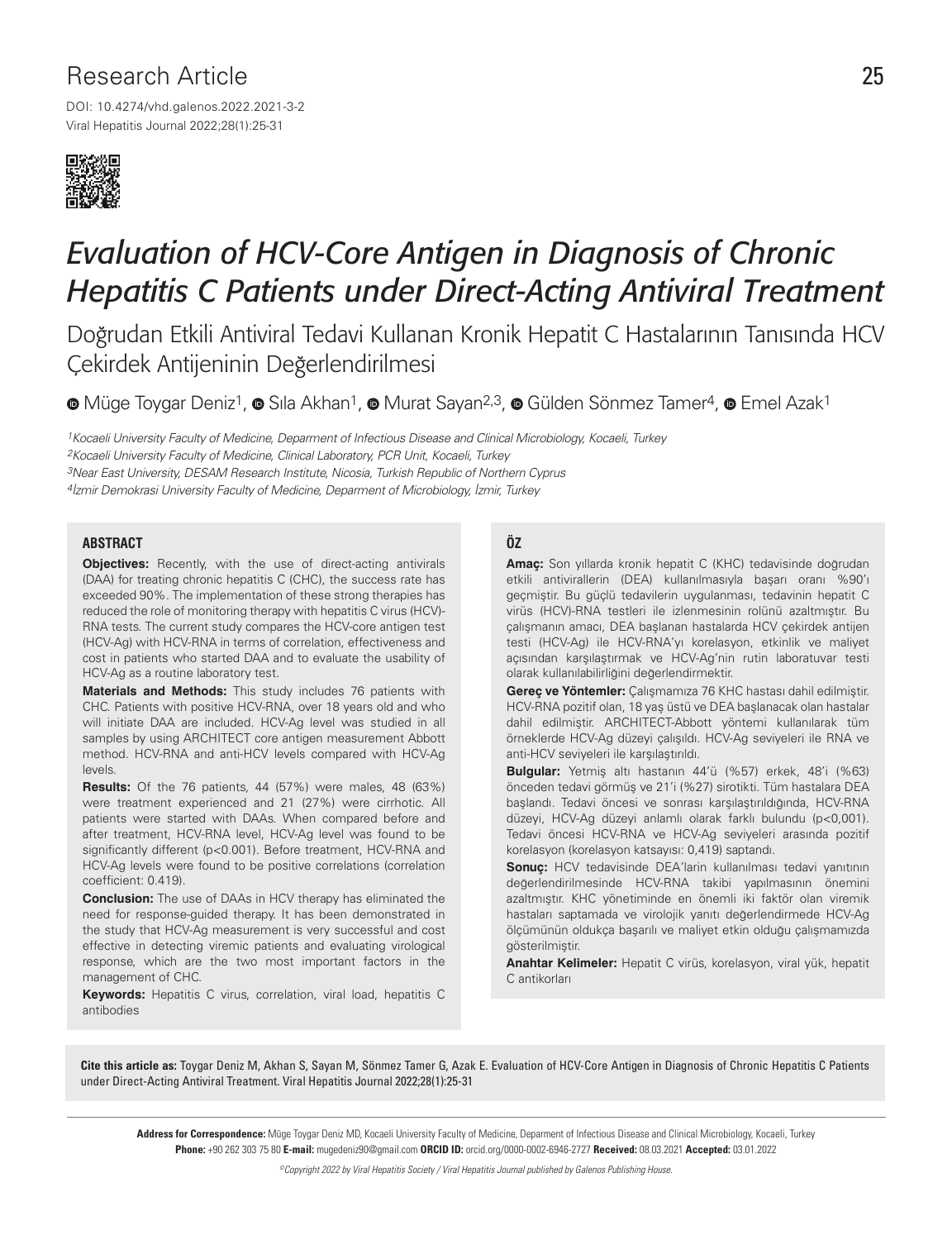Research Article

DOI: 10.4274/vhd.galenos.2022.2021-3-2

# *Evaluation of HCV-Core Antigen in Diagnosis of Chronic Hepatitis C Patients under Direct-Acting Antiviral Treatment*

## Doğrudan Etkili Antiviral Tedavi Kullanan Kronik Hepatit C Hastalarının Tanısında HCV Çekirdek Antijeninin Değerlendirilmesi

Müge Toygar Deniz[1], Sıla Akhan[1], Murat Sayan[2,3], Gülden Sönmez Tamer[4], Emel Azak[1]

*[1]Kocaeli University Faculty of Medicine, Deparment of Infectious Disease and Clinical Microbiology, Kocaeli, Turkey*
*[2]Kocaeli University Faculty of Medicine, Clinical Laboratory, PCR Unit, Kocaeli, Turkey*
*[3]Near East University, DESAM Research Institute, Nicosia, Turkish Republic of Northern Cyprus*
*[4]İzmir Demokrasi University Faculty of Medicine, Deparment of Microbiology, İzmir, Turkey*

### ABSTRACT

**Objectives:** Recently, with the use of direct-acting antivirals (DAA) for treating chronic hepatitis C (CHC), the success rate has exceeded 90%. The implementation of these strong therapies has reduced the role of monitoring therapy with hepatitis C virus (HCV)-RNA tests. The current study compares the HCV-core antigen test (HCV-Ag) with HCV-RNA in terms of correlation, effectiveness and cost in patients who started DAA and to evaluate the usability of HCV-Ag as a routine laboratory test.

**Materials and Methods:** This study includes 76 patients with CHC. Patients with positive HCV-RNA, over 18 years old and who will initiate DAA are included. HCV-Ag level was studied in all samples by using ARCHITECT core antigen measurement Abbott method. HCV-RNA and anti-HCV levels compared with HCV-Ag levels.

**Results:** Of the 76 patients, 44 (57%) were males, 48 (63%) were treatment experienced and 21 (27%) were cirrhotic. All patients were started with DAAs. When compared before and after treatment, HCV-RNA level, HCV-Ag level was found to be significantly different ($p<0.001$). Before treatment, HCV-RNA and HCV-Ag levels were found to be positive correlations (correlation coefficient: 0.419).

**Conclusion:** The use of DAAs in HCV therapy has eliminated the need for response-guided therapy. It has been demonstrated in the study that HCV-Ag measurement is very successful and cost effective in detecting viremic patients and evaluating virological response, which are the two most important factors in the management of CHC.

**Keywords:** Hepatitis C virus, correlation, viral load, hepatitis C antibodies

### ÖZ

**Amaç:** Son yıllarda kronik hepatit C (KHC) tedavisinde doğrudan etkili antivirallerin (DEA) kullanılmasıyla başarı oranı %90'ı geçmiştir. Bu güçlü tedavilerin uygulanması, tedavinin hepatit C virüs (HCV)-RNA testleri ile izlenmesinin rolünü azaltmıştır. Bu çalışmanın amacı, DEA başlanan hastalarda HCV çekirdek antijen testi (HCV-Ag) ile HCV-RNA'yı korelasyon, etkinlik ve maliyet açısından karşılaştırmak ve HCV-Ag'nin rutin laboratuvar testi olarak kullanılabilirliğini değerlendirmektir.

**Gereç ve Yöntemler:** Çalışmamıza 76 KHC hastası dahil edilmiştir. HCV-RNA pozitif olan, 18 yaş üstü ve DEA başlanacak olan hastalar dahil edilmiştir. ARCHITECT-Abbott yöntemi kullanılarak tüm örneklerde HCV-Ag düzeyi çalışıldı. HCV-Ag seviyeleri ile RNA ve anti-HCV seviyeleri ile karşılaştırıldı.

**Bulgular:** Yetmiş altı hastanın 44'ü (%57) erkek, 48'i (%63) önceden tedavi görmüş ve 21'i (%27) sirotikti. Tüm hastalara DEA başlandı. Tedavi öncesi ve sonrası karşılaştırıldığında, HCV-RNA düzeyi, HCV-Ag düzeyi anlamlı olarak farklı bulundu ($p<0,001$). Tedavi öncesi HCV-RNA ve HCV-Ag seviyeleri arasında pozitif korelasyon (korelasyon katsayısı: 0,419) saptandı.

**Sonuç:** HCV tedavisinde DEA'ların kullanılması tedavi yanıtının değerlendirilmesinde HCV-RNA takibi yapılmasının önemini azaltmıştır. KHC yönetiminde en önemli iki faktör olan viremik hastaları saptamada ve virolojik yanıtı değerlendirmede HCV-Ag ölçümünün oldukça başarılı ve maliyet etkin olduğu çalışmamızda gösterilmiştir.

**Anahtar Kelimeler:** Hepatit C virüs, korelasyon, viral yük, hepatit C antikorları

**Cite this article as:** Toygar Deniz M, Akhan S, Sayan M, Sönmez Tamer G, Azak E. Evaluation of HCV-Core Antigen in Diagnosis of Chronic Hepatitis C Patients under Direct-Acting Antiviral Treatment. Viral Hepatitis Journal 2022;28(1):25-31

**Address for Correspondence:** Müge Toygar Deniz MD, Kocaeli University Faculty of Medicine, Deparment of Infectious Disease and Clinical Microbiology, Kocaeli, Turkey
**Phone:** +90 262 303 75 80 **E-mail:** mugedeniz90@gmail.com **ORCID ID:** orcid.org/0000-0002-6946-2727 **Received:** 08.03.2021 **Accepted:** 03.01.2022

*©Copyright 2022 by Viral Hepatitis Society / Viral Hepatitis Journal published by Galenos Publishing House.*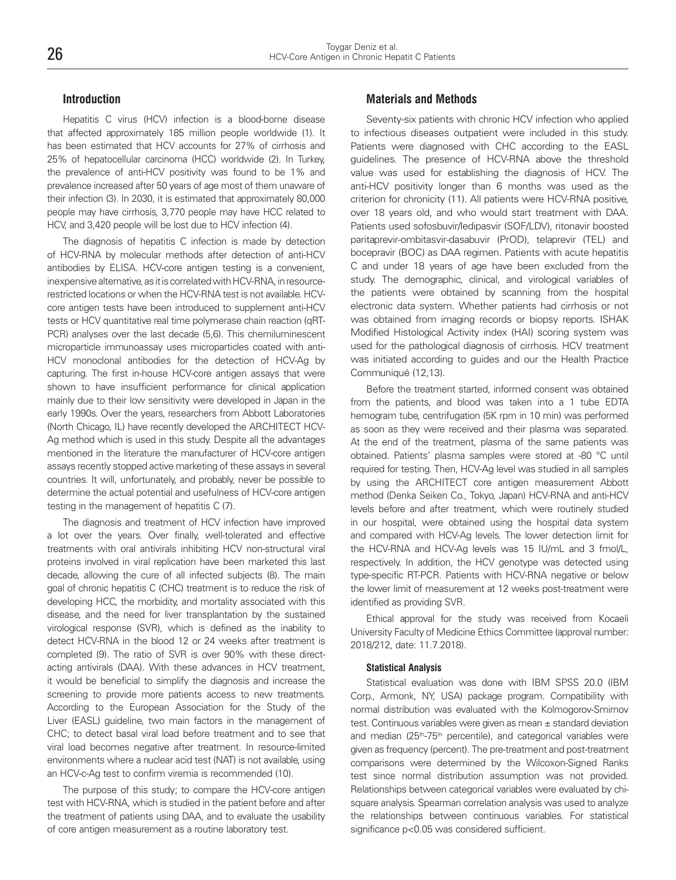## Introduction

Hepatitis C virus (HCV) infection is a blood-borne disease that affected approximately 185 million people worldwide (1). It has been estimated that HCV accounts for 27% of cirrhosis and 25% of hepatocellular carcinoma (HCC) worldwide (2). In Turkey, the prevalence of anti-HCV positivity was found to be 1% and prevalence increased after 50 years of age most of them unaware of their infection (3). In 2030, it is estimated that approximately 80,000 people may have cirrhosis, 3,770 people may have HCC related to HCV, and 3,420 people will be lost due to HCV infection (4).

The diagnosis of hepatitis C infection is made by detection of HCV-RNA by molecular methods after detection of anti-HCV antibodies by ELISA. HCV-core antigen testing is a convenient, inexpensive alternative, as it is correlated with HCV-RNA, in resource-restricted locations or when the HCV-RNA test is not available. HCV-core antigen tests have been introduced to supplement anti-HCV tests or HCV quantitative real time polymerase chain reaction (qRT-PCR) analyses over the last decade (5,6). This chemiluminescent microparticle immunoassay uses microparticles coated with anti-HCV monoclonal antibodies for the detection of HCV-Ag by capturing. The first in-house HCV-core antigen assays that were shown to have insufficient performance for clinical application mainly due to their low sensitivity were developed in Japan in the early 1990s. Over the years, researchers from Abbott Laboratories (North Chicago, IL) have recently developed the ARCHITECT HCV-Ag method which is used in this study. Despite all the advantages mentioned in the literature the manufacturer of HCV-core antigen assays recently stopped active marketing of these assays in several countries. It will, unfortunately, and probably, never be possible to determine the actual potential and usefulness of HCV-core antigen testing in the management of hepatitis C (7).

The diagnosis and treatment of HCV infection have improved a lot over the years. Over finally, well-tolerated and effective treatments with oral antivirals inhibiting HCV non-structural viral proteins involved in viral replication have been marketed this last decade, allowing the cure of all infected subjects (8). The main goal of chronic hepatitis C (CHC) treatment is to reduce the risk of developing HCC, the morbidity, and mortality associated with this disease, and the need for liver transplantation by the sustained virological response (SVR), which is defined as the inability to detect HCV-RNA in the blood 12 or 24 weeks after treatment is completed (9). The ratio of SVR is over 90% with these direct-acting antivirals (DAA). With these advances in HCV treatment, it would be beneficial to simplify the diagnosis and increase the screening to provide more patients access to new treatments. According to the European Association for the Study of the Liver (EASL) guideline, two main factors in the management of CHC; to detect basal viral load before treatment and to see that viral load becomes negative after treatment. In resource-limited environments where a nuclear acid test (NAT) is not available, using an HCV-c-Ag test to confirm viremia is recommended (10).

The purpose of this study; to compare the HCV-core antigen test with HCV-RNA, which is studied in the patient before and after the treatment of patients using DAA, and to evaluate the usability of core antigen measurement as a routine laboratory test.

## Materials and Methods

Seventy-six patients with chronic HCV infection who applied to infectious diseases outpatient were included in this study. Patients were diagnosed with CHC according to the EASL guidelines. The presence of HCV-RNA above the threshold value was used for establishing the diagnosis of HCV. The anti-HCV positivity longer than 6 months was used as the criterion for chronicity (11). All patients were HCV-RNA positive, over 18 years old, and who would start treatment with DAA. Patients used sofosbuvir/ledipasvir (SOF/LDV), ritonavir boosted paritaprevir-ombitasvir-dasabuvir (PrOD), telaprevir (TEL) and bocepravir (BOC) as DAA regimen. Patients with acute hepatitis C and under 18 years of age have been excluded from the study. The demographic, clinical, and virological variables of the patients were obtained by scanning from the hospital electronic data system. Whether patients had cirrhosis or not was obtained from imaging records or biopsy reports. ISHAK Modified Histological Activity index (HAI) scoring system was used for the pathological diagnosis of cirrhosis. HCV treatment was initiated according to guides and our the Health Practice Communiqué (12,13).

Before the treatment started, informed consent was obtained from the patients, and blood was taken into a 1 tube EDTA hemogram tube, centrifugation (5K rpm in 10 min) was performed as soon as they were received and their plasma was separated. At the end of the treatment, plasma of the same patients was obtained. Patients' plasma samples were stored at -80 °C until required for testing. Then, HCV-Ag level was studied in all samples by using the ARCHITECT core antigen measurement Abbott method (Denka Seiken Co., Tokyo, Japan) HCV-RNA and anti-HCV levels before and after treatment, which were routinely studied in our hospital, were obtained using the hospital data system and compared with HCV-Ag levels. The lower detection limit for the HCV-RNA and HCV-Ag levels was 15 IU/mL and 3 fmol/L, respectively. In addition, the HCV genotype was detected using type-specific RT-PCR. Patients with HCV-RNA negative or below the lower limit of measurement at 12 weeks post-treatment were identified as providing SVR.

Ethical approval for the study was received from Kocaeli University Faculty of Medicine Ethics Committee (approval number: 2018/212, date: 11.7.2018).

### Statistical Analysis

Statistical evaluation was done with IBM SPSS 20.0 (IBM Corp., Armonk, NY, USA) package program. Compatibility with normal distribution was evaluated with the Kolmogorov-Smirnov test. Continuous variables were given as mean ± standard deviation and median (25th-75th percentile), and categorical variables were given as frequency (percent). The pre-treatment and post-treatment comparisons were determined by the Wilcoxon-Signed Ranks test since normal distribution assumption was not provided. Relationships between categorical variables were evaluated by chi-square analysis. Spearman correlation analysis was used to analyze the relationships between continuous variables. For statistical significance $p<0.05$ was considered sufficient.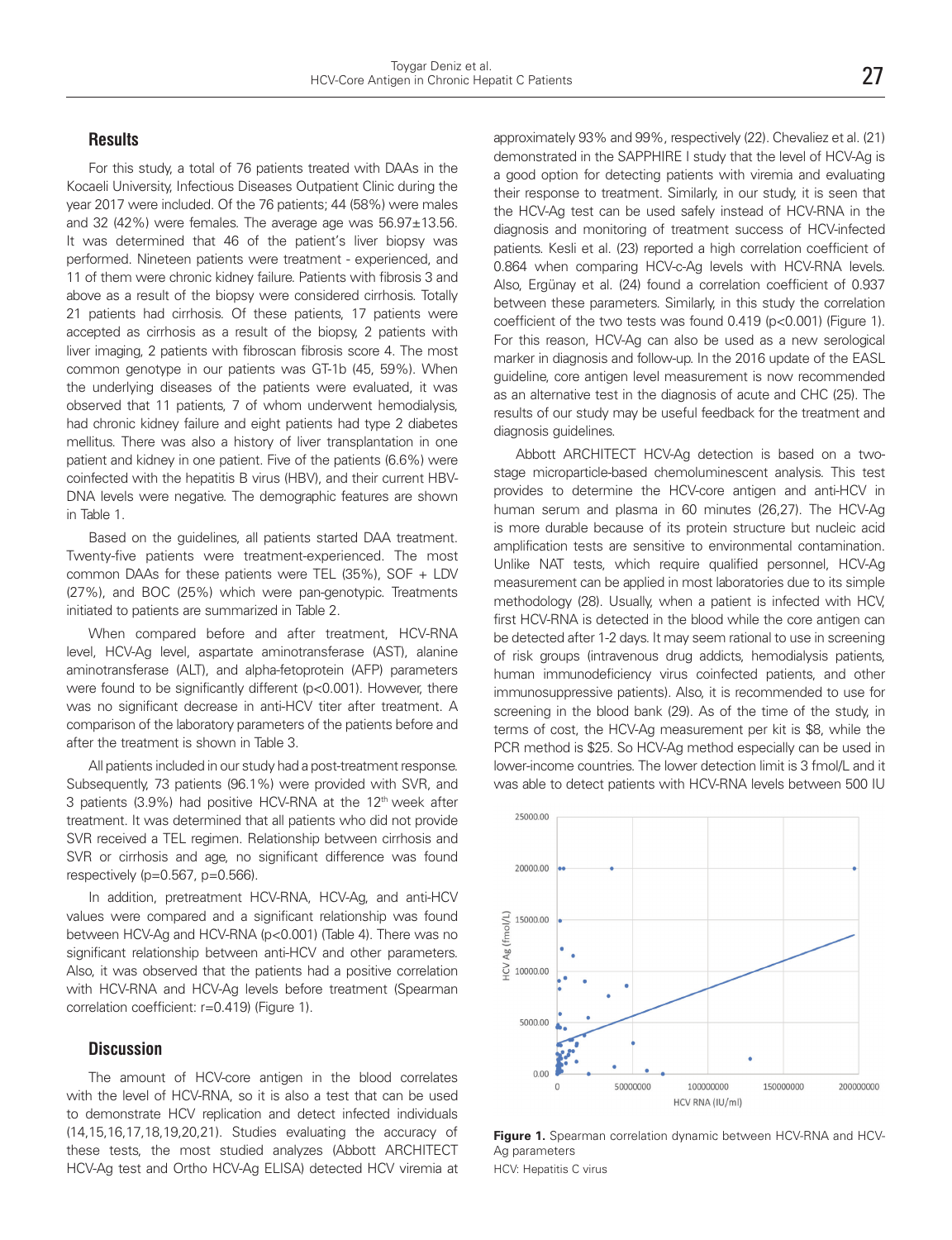## Results

For this study, a total of 76 patients treated with DAAs in the Kocaeli University, Infectious Diseases Outpatient Clinic during the year 2017 were included. Of the 76 patients; 44 (58%) were males and 32 (42%) were females. The average age was 56.97±13.56. It was determined that 46 of the patient's liver biopsy was performed. Nineteen patients were treatment - experienced, and 11 of them were chronic kidney failure. Patients with fibrosis 3 and above as a result of the biopsy were considered cirrhosis. Totally 21 patients had cirrhosis. Of these patients, 17 patients were accepted as cirrhosis as a result of the biopsy, 2 patients with liver imaging, 2 patients with fibroscan fibrosis score 4. The most common genotype in our patients was GT-1b (45, 59%). When the underlying diseases of the patients were evaluated, it was observed that 11 patients, 7 of whom underwent hemodialysis, had chronic kidney failure and eight patients had type 2 diabetes mellitus. There was also a history of liver transplantation in one patient and kidney in one patient. Five of the patients (6.6%) were coinfected with the hepatitis B virus (HBV), and their current HBV-DNA levels were negative. The demographic features are shown in Table 1.

Based on the guidelines, all patients started DAA treatment. Twenty-five patients were treatment-experienced. The most common DAAs for these patients were TEL (35%), SOF + LDV (27%), and BOC (25%) which were pan-genotypic. Treatments initiated to patients are summarized in Table 2.

When compared before and after treatment, HCV-RNA level, HCV-Ag level, aspartate aminotransferase (AST), alanine aminotransferase (ALT), and alpha-fetoprotein (AFP) parameters were found to be significantly different (p<0.001). However, there was no significant decrease in anti-HCV titer after treatment. A comparison of the laboratory parameters of the patients before and after the treatment is shown in Table 3.

All patients included in our study had a post-treatment response. Subsequently, 73 patients (96.1%) were provided with SVR, and 3 patients (3.9%) had positive HCV-RNA at the 12th week after treatment. It was determined that all patients who did not provide SVR received a TEL regimen. Relationship between cirrhosis and SVR or cirrhosis and age, no significant difference was found respectively (p=0.567, p=0.566).

In addition, pretreatment HCV-RNA, HCV-Ag, and anti-HCV values were compared and a significant relationship was found between HCV-Ag and HCV-RNA (p<0.001) (Table 4). There was no significant relationship between anti-HCV and other parameters. Also, it was observed that the patients had a positive correlation with HCV-RNA and HCV-Ag levels before treatment (Spearman correlation coefficient: r=0.419) (Figure 1).

## Discussion

The amount of HCV-core antigen in the blood correlates with the level of HCV-RNA, so it is also a test that can be used to demonstrate HCV replication and detect infected individuals (14,15,16,17,18,19,20,21). Studies evaluating the accuracy of these tests, the most studied analyzes (Abbott ARCHITECT HCV-Ag test and Ortho HCV-Ag ELISA) detected HCV viremia at approximately 93% and 99%, respectively (22). Chevaliez et al. (21) demonstrated in the SAPPHIRE I study that the level of HCV-Ag is a good option for detecting patients with viremia and evaluating their response to treatment. Similarly, in our study, it is seen that the HCV-Ag test can be used safely instead of HCV-RNA in the diagnosis and monitoring of treatment success of HCV-infected patients. Kesli et al. (23) reported a high correlation coefficient of 0.864 when comparing HCV-c-Ag levels with HCV-RNA levels. Also, Ergünay et al. (24) found a correlation coefficient of 0.937 between these parameters. Similarly, in this study the correlation coefficient of the two tests was found 0.419 (p<0.001) (Figure 1). For this reason, HCV-Ag can also be used as a new serological marker in diagnosis and follow-up. In the 2016 update of the EASL guideline, core antigen level measurement is now recommended as an alternative test in the diagnosis of acute and CHC (25). The results of our study may be useful feedback for the treatment and diagnosis guidelines.

Abbott ARCHITECT HCV-Ag detection is based on a two-stage microparticle-based chemoluminescent analysis. This test provides to determine the HCV-core antigen and anti-HCV in human serum and plasma in 60 minutes (26,27). The HCV-Ag is more durable because of its protein structure but nucleic acid amplification tests are sensitive to environmental contamination. Unlike NAT tests, which require qualified personnel, HCV-Ag measurement can be applied in most laboratories due to its simple methodology (28). Usually, when a patient is infected with HCV, first HCV-RNA is detected in the blood while the core antigen can be detected after 1-2 days. It may seem rational to use in screening of risk groups (intravenous drug addicts, hemodialysis patients, human immunodeficiency virus coinfected patients, and other immunosuppressive patients). Also, it is recommended to use for screening in the blood bank (29). As of the time of the study, in terms of cost, the HCV-Ag measurement per kit is $8, while the PCR method is $25. So HCV-Ag method especially can be used in lower-income countries. The lower detection limit is 3 fmol/L and it was able to detect patients with HCV-RNA levels between 500 IU

**Figure 1.** Spearman correlation dynamic between HCV-RNA and HCV-Ag parameters

HCV: Hepatitis C virus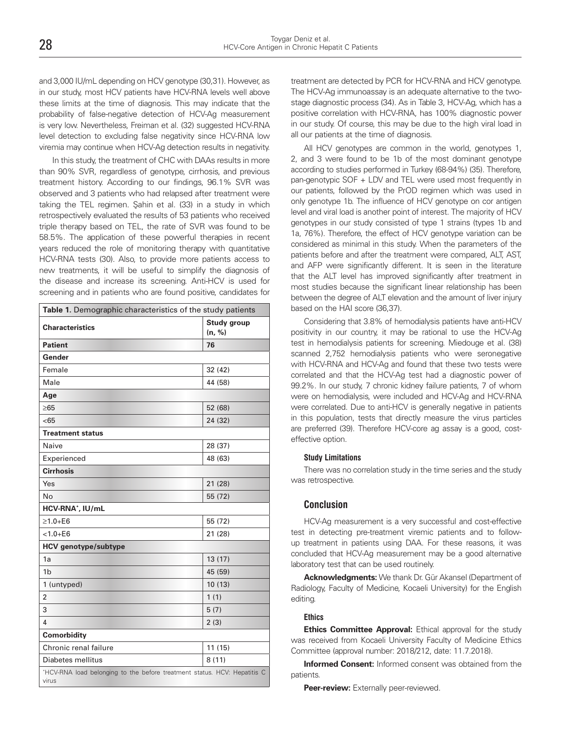and 3,000 IU/mL depending on HCV genotype (30,31). However, as in our study, most HCV patients have HCV-RNA levels well above these limits at the time of diagnosis. This may indicate that the probability of false-negative detection of HCV-Ag measurement is very low. Nevertheless, Freiman et al. (32) suggested HCV-RNA level detection to excluding false negativity since HCV-RNA low viremia may continue when HCV-Ag detection results in negativity.

In this study, the treatment of CHC with DAAs results in more than 90% SVR, regardless of genotype, cirrhosis, and previous treatment history. According to our findings, 96.1% SVR was observed and 3 patients who had relapsed after treatment were taking the TEL regimen. Şahin et al. (33) in a study in which retrospectively evaluated the results of 53 patients who received triple therapy based on TEL, the rate of SVR was found to be 58.5%. The application of these powerful therapies in recent years reduced the role of monitoring therapy with quantitative HCV-RNA tests (30). Also, to provide more patients access to new treatments, it will be useful to simplify the diagnosis of the disease and increase its screening. Anti-HCV is used for screening and in patients who are found positive, candidates for treatment are detected by PCR for HCV-RNA and HCV genotype. The HCV-Ag immunoassay is an adequate alternative to the two-stage diagnostic process (34). As in Table 3, HCV-Ag, which has a positive correlation with HCV-RNA, has 100% diagnostic power in our study. Of course, this may be due to the high viral load in all our patients at the time of diagnosis.

All HCV genotypes are common in the world, genotypes 1, 2, and 3 were found to be 1b of the most dominant genotype according to studies performed in Turkey (68-94%) (35). Therefore, pan-genotypic SOF + LDV and TEL were used most frequently in our patients, followed by the PrOD regimen which was used in only genotype 1b. The influence of HCV genotype on cor antigen level and viral load is another point of interest. The majority of HCV genotypes in our study consisted of type 1 strains (types 1b and 1a, 76%). Therefore, the effect of HCV genotype variation can be considered as minimal in this study. When the parameters of the patients before and after the treatment were compared, ALT, AST, and AFP were significantly different. It is seen in the literature that the ALT level has improved significantly after treatment in most studies because the significant linear relationship has been between the degree of ALT elevation and the amount of liver injury based on the HAI score (36,37).

Considering that 3.8% of hemodialysis patients have anti-HCV positivity in our country, it may be rational to use the HCV-Ag test in hemodialysis patients for screening. Miedouge et al. (38) scanned 2,752 hemodialysis patients who were seronegative with HCV-RNA and HCV-Ag and found that these two tests were correlated and that the HCV-Ag test had a diagnostic power of 99.2%. In our study, 7 chronic kidney failure patients, 7 of whom were on hemodialysis, were included and HCV-Ag and HCV-RNA were correlated. Due to anti-HCV is generally negative in patients in this population, tests that directly measure the virus particles are preferred (39). Therefore HCV-core ag assay is a good, cost-effective option.

**Table 1.** Demographic characteristics of the study patients

| Characteristics | Study group (n, %) |
|---|---|
| **Patient** | **76** |
| **Gender** | |
| Female | 32 (42) |
| Male | 44 (58) |
| **Age** | |
| ≥65 | 52 (68) |
| <65 | 24 (32) |
| **Treatment status** | |
| Naive | 28 (37) |
| Experienced | 48 (63) |
| **Cirrhosis** | |
| Yes | 21 (28) |
| No | 55 (72) |
| **HCV-RNA\*, IU/mL** | |
| ≥1.0+E6 | 55 (72) |
| <1.0+E6 | 21 (28) |
| **HCV genotype/subtype** | |
| 1a | 13 (17) |
| 1b | 45 (59) |
| 1 (untyped) | 10 (13) |
| 2 | 1 (1) |
| 3 | 5 (7) |
| 4 | 2 (3) |
| **Comorbidity** | |
| Chronic renal failure | 11 (15) |
| Diabetes mellitus | 8 (11) |

\*HCV-RNA load belonging to the before treatment status. HCV: Hepatitis C virus

### Study Limitations

There was no correlation study in the time series and the study was retrospective.

## Conclusion

HCV-Ag measurement is a very successful and cost-effective test in detecting pre-treatment viremic patients and to follow-up treatment in patients using DAA. For these reasons, it was concluded that HCV-Ag measurement may be a good alternative laboratory test that can be used routinely.

**Acknowledgments:** We thank Dr. Gür Akansel (Department of Radiology, Faculty of Medicine, Kocaeli University) for the English editing.

### Ethics

**Ethics Committee Approval:** Ethical approval for the study was received from Kocaeli University Faculty of Medicine Ethics Committee (approval number: 2018/212, date: 11.7.2018).

**Informed Consent:** Informed consent was obtained from the patients.

**Peer-review:** Externally peer-reviewed.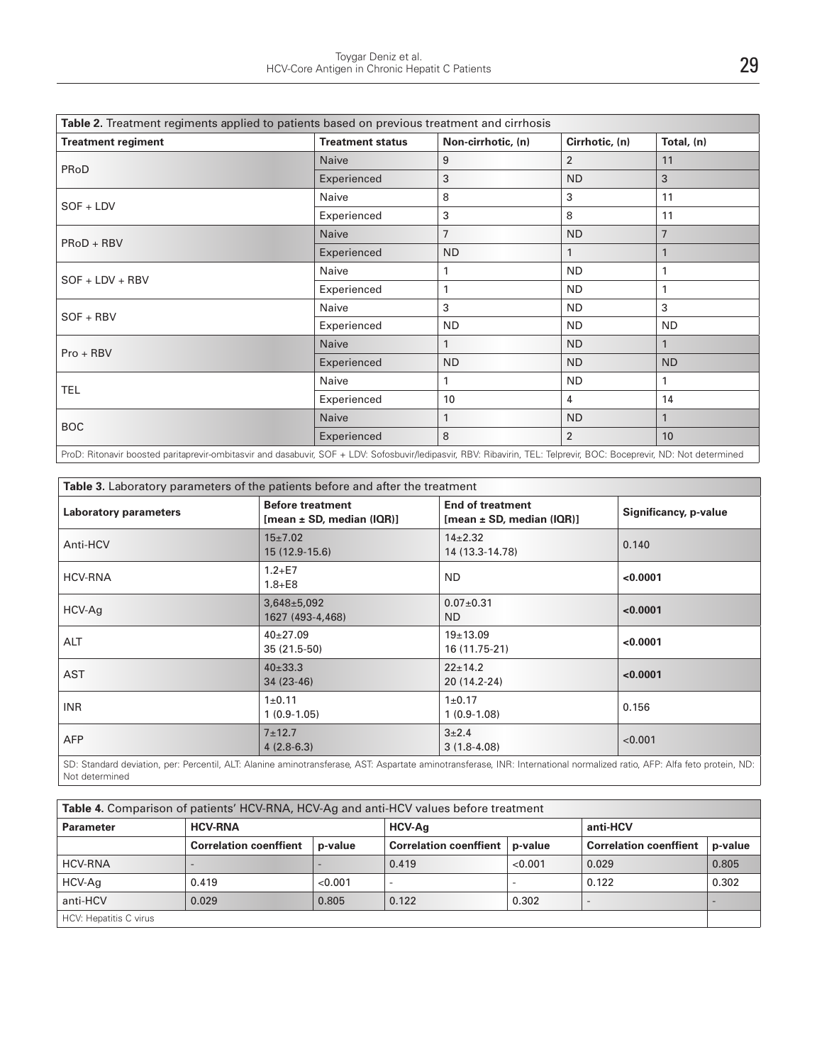**Table 2.** Treatment regiments applied to patients based on previous treatment and cirrhosis

| Treatment regiment | Treatment status | Non-cirrhotic, (n) | Cirrhotic, (n) | Total, (n) |
|---|---|---|---|---|
| PRoD | Naive | 9 | 2 | 11 |
| | Experienced | 3 | ND | 3 |
| SOF + LDV | Naive | 8 | 3 | 11 |
| | Experienced | 3 | 8 | 11 |
| PRoD + RBV | Naive | 7 | ND | 7 |
| | Experienced | ND | 1 | 1 |
| SOF + LDV + RBV | Naive | 1 | ND | 1 |
| | Experienced | 1 | ND | 1 |
| SOF + RBV | Naive | 3 | ND | 3 |
| | Experienced | ND | ND | ND |
| Pro + RBV | Naive | 1 | ND | 1 |
| | Experienced | ND | ND | ND |
| TEL | Naive | 1 | ND | 1 |
| | Experienced | 10 | 4 | 14 |
| BOC | Naive | 1 | ND | 1 |
| | Experienced | 8 | 2 | 10 |

ProD: Ritonavir boosted paritaprevir-ombitasvir and dasabuvir, SOF + LDV: Sofosbuvir/ledipasvir, RBV: Ribavirin, TEL: Telprevir, BOC: Boceprevir, ND: Not determined

**Table 3.** Laboratory parameters of the patients before and after the treatment

| Laboratory parameters | Before treatment [mean ± SD, median (IQR)] | End of treatment [mean ± SD, median (IQR)] | Significancy, p-value |
|---|---|---|---|
| Anti-HCV | 15±7.02<br>15 (12.9-15.6) | 14±2.32<br>14 (13.3-14.78) | 0.140 |
| HCV-RNA | 1.2+E7<br>1.8+E8 | ND | **<0.0001** |
| HCV-Ag | 3,648±5,092<br>1627 (493-4,468) | 0.07±0.31<br>ND | **<0.0001** |
| ALT | 40±27.09<br>35 (21.5-50) | 19±13.09<br>16 (11.75-21) | **<0.0001** |
| AST | 40±33.3<br>34 (23-46) | 22±14.2<br>20 (14.2-24) | **<0.0001** |
| INR | 1±0.11<br>1 (0.9-1.05) | 1±0.17<br>1 (0.9-1.08) | 0.156 |
| AFP | 7±12.7<br>4 (2.8-6.3) | 3±2.4<br>3 (1.8-4.08) | <0.001 |

SD: Standard deviation, per: Percentil, ALT: Alanine aminotransferase, AST: Aspartate aminotransferase, INR: International normalized ratio, AFP: Alfa feto protein, ND: Not determined

**Table 4.** Comparison of patients' HCV-RNA, HCV-Ag and anti-HCV values before treatment

| Parameter | HCV-RNA | | HCV-Ag | | anti-HCV | |
|---|---|---|---|---|---|---|
| | Correlation coenffient | p-value | Correlation coenffient | p-value | Correlation coenffient | p-value |
| HCV-RNA | - | - | 0.419 | <0.001 | 0.029 | 0.805 |
| HCV-Ag | 0.419 | <0.001 | - | - | 0.122 | 0.302 |
| anti-HCV | 0.029 | 0.805 | 0.122 | 0.302 | - | - |

HCV: Hepatitis C virus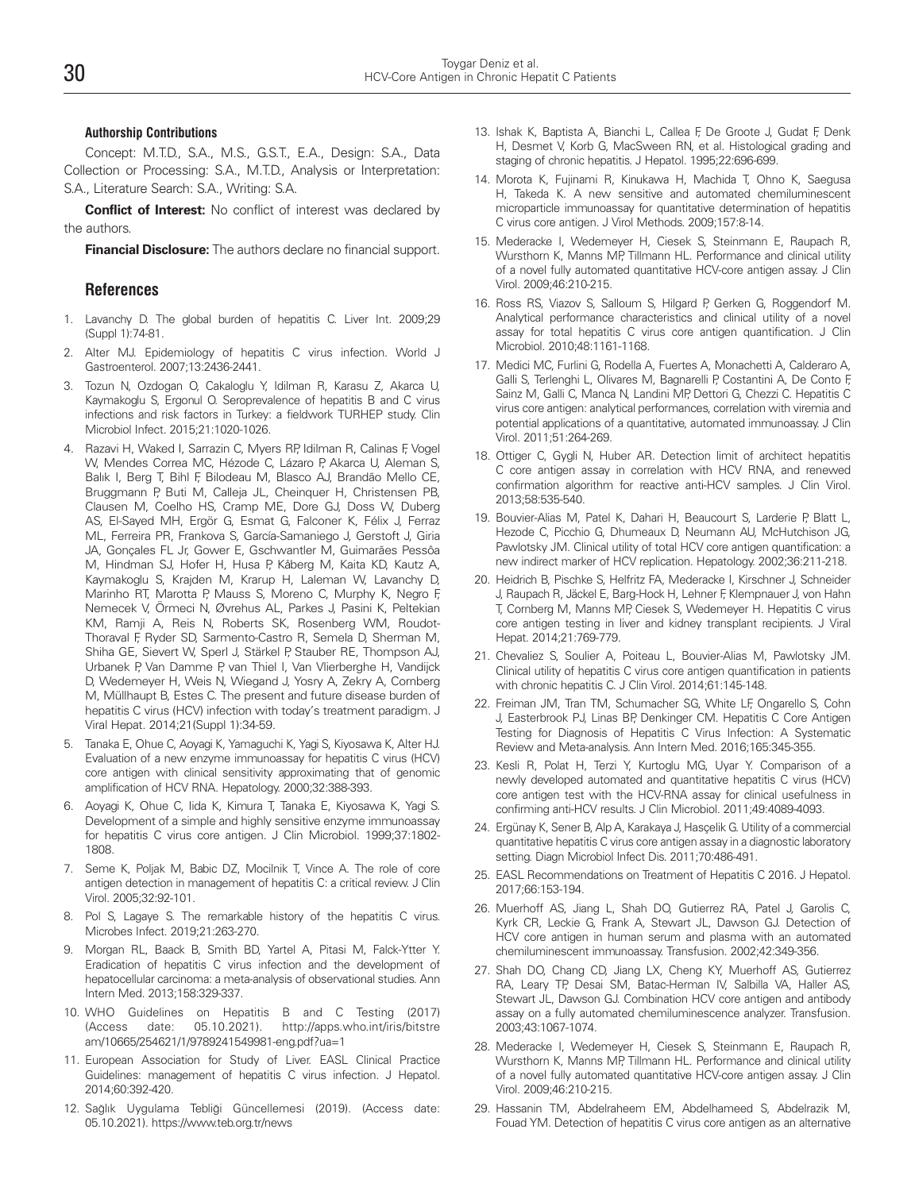### Authorship Contributions

Concept: M.T.D., S.A., M.S., G.S.T., E.A., Design: S.A., Data Collection or Processing: S.A., M.T.D., Analysis or Interpretation: S.A., Literature Search: S.A., Writing: S.A.

**Conflict of Interest:** No conflict of interest was declared by the authors.

**Financial Disclosure:** The authors declare no financial support.

## References

1. Lavanchy D. The global burden of hepatitis C. Liver Int. 2009;29 (Suppl 1):74-81.
2. Alter MJ. Epidemiology of hepatitis C virus infection. World J Gastroenterol. 2007;13:2436-2441.
3. Tozun N, Ozdogan O, Cakaloglu Y, Idilman R, Karasu Z, Akarca U, Kaymakoglu S, Ergonul O. Seroprevalence of hepatitis B and C virus infections and risk factors in Turkey: a fieldwork TURHEP study. Clin Microbiol Infect. 2015;21:1020-1026.
4. Razavi H, Waked I, Sarrazin C, Myers RP, Idilman R, Calinas F, Vogel W, Mendes Correa MC, Hézode C, Lázaro P, Akarca U, Aleman S, Balık I, Berg T, Bihl F, Bilodeau M, Blasco AJ, Brandão Mello CE, Bruggmann P, Buti M, Calleja JL, Cheinquer H, Christensen PB, Clausen M, Coelho HS, Cramp ME, Dore GJ, Doss W, Duberg AS, El-Sayed MH, Ergör G, Esmat G, Falconer K, Félix J, Ferraz ML, Ferreira PR, Frankova S, García-Samaniego J, Gerstoft J, Giria JA, Gonçales FL Jr, Gower E, Gschwantler M, Guimarães Pessôa M, Hindman SJ, Hofer H, Husa P, Kåberg M, Kaita KD, Kautz A, Kaymakoglu S, Krajden M, Krarup H, Laleman W, Lavanchy D, Marinho RT, Marotta P, Mauss S, Moreno C, Murphy K, Negro F, Nemecek V, Örmeci N, Øvrehus AL, Parkes J, Pasini K, Peltekian KM, Ramji A, Reis N, Roberts SK, Rosenberg WM, Roudot-Thoraval F, Ryder SD, Sarmento-Castro R, Semela D, Sherman M, Shiha GE, Sievert W, Sperl J, Stärkel P, Stauber RE, Thompson AJ, Urbanek P, Van Damme P, van Thiel I, Van Vlierberghe H, Vandijck D, Wedemeyer H, Weis N, Wiegand J, Yosry A, Zekry A, Cornberg M, Müllhaupt B, Estes C. The present and future disease burden of hepatitis C virus (HCV) infection with today's treatment paradigm. J Viral Hepat. 2014;21(Suppl 1):34-59.
5. Tanaka E, Ohue C, Aoyagi K, Yamaguchi K, Yagi S, Kiyosawa K, Alter HJ. Evaluation of a new enzyme immunoassay for hepatitis C virus (HCV) core antigen with clinical sensitivity approximating that of genomic amplification of HCV RNA. Hepatology. 2000;32:388-393.
6. Aoyagi K, Ohue C, Iida K, Kimura T, Tanaka E, Kiyosawa K, Yagi S. Development of a simple and highly sensitive enzyme immunoassay for hepatitis C virus core antigen. J Clin Microbiol. 1999;37:1802-1808.
7. Seme K, Poljak M, Babic DZ, Mocilnik T, Vince A. The role of core antigen detection in management of hepatitis C: a critical review. J Clin Virol. 2005;32:92-101.
8. Pol S, Lagaye S. The remarkable history of the hepatitis C virus. Microbes Infect. 2019;21:263-270.
9. Morgan RL, Baack B, Smith BD, Yartel A, Pitasi M, Falck-Ytter Y. Eradication of hepatitis C virus infection and the development of hepatocellular carcinoma: a meta-analysis of observational studies. Ann Intern Med. 2013;158:329-337.
10. WHO Guidelines on Hepatitis B and C Testing (2017) (Access date: 05.10.2021). http://apps.who.int/iris/bitstream/10665/254621/1/9789241549981-eng.pdf?ua=1
11. European Association for Study of Liver. EASL Clinical Practice Guidelines: management of hepatitis C virus infection. J Hepatol. 2014;60:392-420.
12. Sağlık Uygulama Tebliği Güncellemesi (2019). (Access date: 05.10.2021). https://www.teb.org.tr/news
13. Ishak K, Baptista A, Bianchi L, Callea F, De Groote J, Gudat F, Denk H, Desmet V, Korb G, MacSween RN, et al. Histological grading and staging of chronic hepatitis. J Hepatol. 1995;22:696-699.
14. Morota K, Fujinami R, Kinukawa H, Machida T, Ohno K, Saegusa H, Takeda K. A new sensitive and automated chemiluminescent microparticle immunoassay for quantitative determination of hepatitis C virus core antigen. J Virol Methods. 2009;157:8-14.
15. Mederacke I, Wedemeyer H, Ciesek S, Steinmann E, Raupach R, Wursthorn K, Manns MP, Tillmann HL. Performance and clinical utility of a novel fully automated quantitative HCV-core antigen assay. J Clin Virol. 2009;46:210-215.
16. Ross RS, Viazov S, Salloum S, Hilgard P, Gerken G, Roggendorf M. Analytical performance characteristics and clinical utility of a novel assay for total hepatitis C virus core antigen quantification. J Clin Microbiol. 2010;48:1161-1168.
17. Medici MC, Furlini G, Rodella A, Fuertes A, Monachetti A, Calderaro A, Galli S, Terlenghi L, Olivares M, Bagnarelli P, Costantini A, De Conto F, Sainz M, Galli C, Manca N, Landini MP, Dettori G, Chezzi C. Hepatitis C virus core antigen: analytical performances, correlation with viremia and potential applications of a quantitative, automated immunoassay. J Clin Virol. 2011;51:264-269.
18. Ottiger C, Gygli N, Huber AR. Detection limit of architect hepatitis C core antigen assay in correlation with HCV RNA, and renewed confirmation algorithm for reactive anti-HCV samples. J Clin Virol. 2013;58:535-540.
19. Bouvier-Alias M, Patel K, Dahari H, Beaucourt S, Larderie P, Blatt L, Hezode C, Picchio G, Dhumeaux D, Neumann AU, McHutchison JG, Pawlotsky JM. Clinical utility of total HCV core antigen quantification: a new indirect marker of HCV replication. Hepatology. 2002;36:211-218.
20. Heidrich B, Pischke S, Helfritz FA, Mederacke I, Kirschner J, Schneider J, Raupach R, Jäckel E, Barg-Hock H, Lehner F, Klempnauer J, von Hahn T, Cornberg M, Manns MP, Ciesek S, Wedemeyer H. Hepatitis C virus core antigen testing in liver and kidney transplant recipients. J Viral Hepat. 2014;21:769-779.
21. Chevaliez S, Soulier A, Poiteau L, Bouvier-Alias M, Pawlotsky JM. Clinical utility of hepatitis C virus core antigen quantification in patients with chronic hepatitis C. J Clin Virol. 2014;61:145-148.
22. Freiman JM, Tran TM, Schumacher SG, White LF, Ongarello S, Cohn J, Easterbrook PJ, Linas BP, Denkinger CM. Hepatitis C Core Antigen Testing for Diagnosis of Hepatitis C Virus Infection: A Systematic Review and Meta-analysis. Ann Intern Med. 2016;165:345-355.
23. Kesli R, Polat H, Terzi Y, Kurtoglu MG, Uyar Y. Comparison of a newly developed automated and quantitative hepatitis C virus (HCV) core antigen test with the HCV-RNA assay for clinical usefulness in confirming anti-HCV results. J Clin Microbiol. 2011;49:4089-4093.
24. Ergünay K, Sener B, Alp A, Karakaya J, Hasçelik G. Utility of a commercial quantitative hepatitis C virus core antigen assay in a diagnostic laboratory setting. Diagn Microbiol Infect Dis. 2011;70:486-491.
25. EASL Recommendations on Treatment of Hepatitis C 2016. J Hepatol. 2017;66:153-194.
26. Muerhoff AS, Jiang L, Shah DO, Gutierrez RA, Patel J, Garolis C, Kyrk CR, Leckie G, Frank A, Stewart JL, Dawson GJ. Detection of HCV core antigen in human serum and plasma with an automated chemiluminescent immunoassay. Transfusion. 2002;42:349-356.
27. Shah DO, Chang CD, Jiang LX, Cheng KY, Muerhoff AS, Gutierrez RA, Leary TP, Desai SM, Batac-Herman IV, Salbilla VA, Haller AS, Stewart JL, Dawson GJ. Combination HCV core antigen and antibody assay on a fully automated chemiluminescence analyzer. Transfusion. 2003;43:1067-1074.
28. Mederacke I, Wedemeyer H, Ciesek S, Steinmann E, Raupach R, Wursthorn K, Manns MP, Tillmann HL. Performance and clinical utility of a novel fully automated quantitative HCV-core antigen assay. J Clin Virol. 2009;46:210-215.
29. Hassanin TM, Abdelraheem EM, Abdelhameed S, Abdelrazik M, Fouad YM. Detection of hepatitis C virus core antigen as an alternative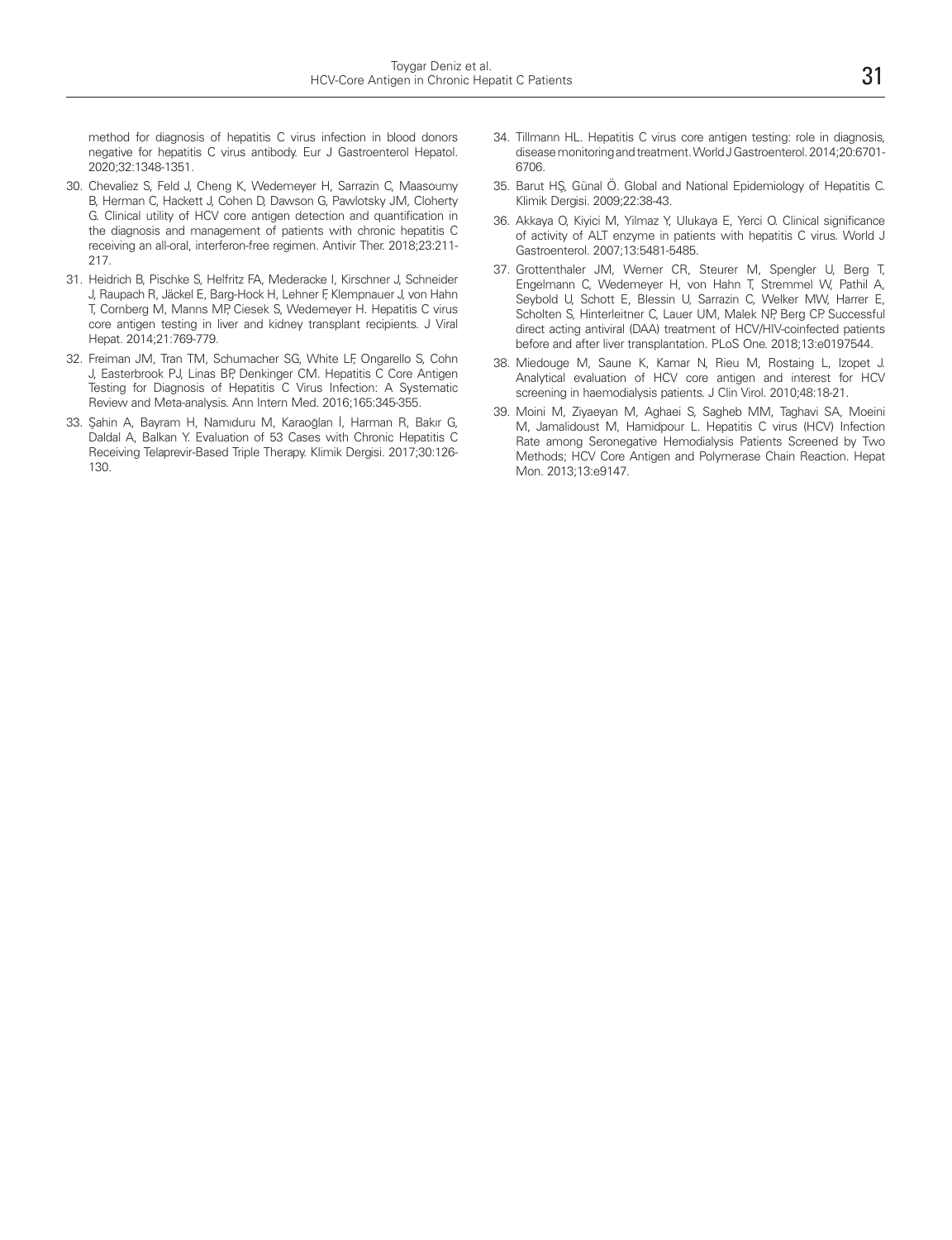method for diagnosis of hepatitis C virus infection in blood donors negative for hepatitis C virus antibody. Eur J Gastroenterol Hepatol. 2020;32:1348-1351.

30. Chevaliez S, Feld J, Cheng K, Wedemeyer H, Sarrazin C, Maasoumy B, Herman C, Hackett J, Cohen D, Dawson G, Pawlotsky JM, Cloherty G. Clinical utility of HCV core antigen detection and quantification in the diagnosis and management of patients with chronic hepatitis C receiving an all-oral, interferon-free regimen. Antivir Ther. 2018;23:211-217.
31. Heidrich B, Pischke S, Helfritz FA, Mederacke I, Kirschner J, Schneider J, Raupach R, Jäckel E, Barg-Hock H, Lehner F, Klempnauer J, von Hahn T, Cornberg M, Manns MP, Ciesek S, Wedemeyer H. Hepatitis C virus core antigen testing in liver and kidney transplant recipients. J Viral Hepat. 2014;21:769-779.
32. Freiman JM, Tran TM, Schumacher SG, White LF, Ongarello S, Cohn J, Easterbrook PJ, Linas BP, Denkinger CM. Hepatitis C Core Antigen Testing for Diagnosis of Hepatitis C Virus Infection: A Systematic Review and Meta-analysis. Ann Intern Med. 2016;165:345-355.
33. Şahin A, Bayram H, Namıduru M, Karaoğlan İ, Harman R, Bakır G, Daldal A, Balkan Y. Evaluation of 53 Cases with Chronic Hepatitis C Receiving Telaprevir-Based Triple Therapy. Klimik Dergisi. 2017;30:126-130.
34. Tillmann HL. Hepatitis C virus core antigen testing: role in diagnosis, disease monitoring and treatment. World J Gastroenterol. 2014;20:6701-6706.
35. Barut HŞ, Günal Ö. Global and National Epidemiology of Hepatitis C. Klimik Dergisi. 2009;22:38-43.
36. Akkaya O, Kiyici M, Yilmaz Y, Ulukaya E, Yerci O. Clinical significance of activity of ALT enzyme in patients with hepatitis C virus. World J Gastroenterol. 2007;13:5481-5485.
37. Grottenthaler JM, Werner CR, Steurer M, Spengler U, Berg T, Engelmann C, Wedemeyer H, von Hahn T, Stremmel W, Pathil A, Seybold U, Schott E, Blessin U, Sarrazin C, Welker MW, Harrer E, Scholten S, Hinterleitner C, Lauer UM, Malek NP, Berg CP. Successful direct acting antiviral (DAA) treatment of HCV/HIV-coinfected patients before and after liver transplantation. PLoS One. 2018;13:e0197544.
38. Miedouge M, Saune K, Kamar N, Rieu M, Rostaing L, Izopet J. Analytical evaluation of HCV core antigen and interest for HCV screening in haemodialysis patients. J Clin Virol. 2010;48:18-21.
39. Moini M, Ziyaeyan M, Aghaei S, Sagheb MM, Taghavi SA, Moeini M, Jamalidoust M, Hamidpour L. Hepatitis C virus (HCV) Infection Rate among Seronegative Hemodialysis Patients Screened by Two Methods; HCV Core Antigen and Polymerase Chain Reaction. Hepat Mon. 2013;13:e9147.